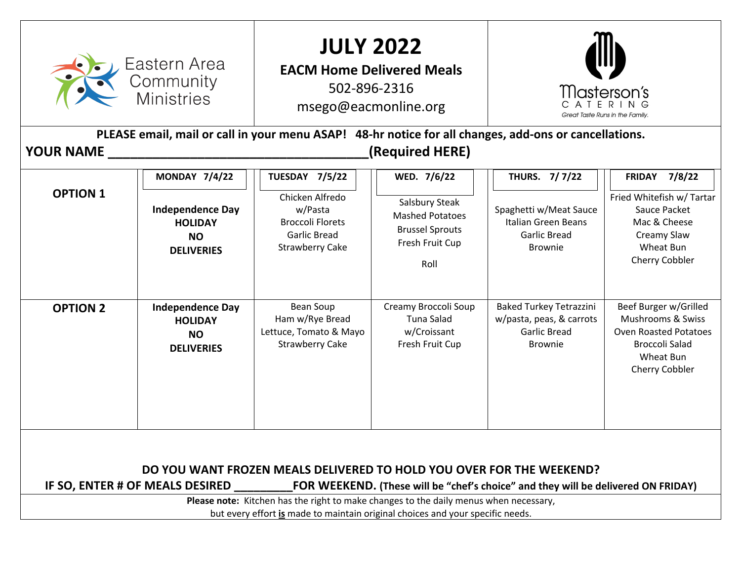Eastern Area Community Ministries

# JULY 2022

**EACM Home Delivered Meals**

502-896-2316

msego@eacmonline.org

Masterson's CATERING
*Great Taste Runs in the Family.*

**PLEASE email, mail or call in your menu ASAP! 48-hr notice for all changes, add-ons or cancellations.**

**YOUR NAME ___________________________________(Required HERE)**

| | MONDAY 7/4/22 | TUESDAY 7/5/22 | WED. 7/6/22 | THURS. 7/ 7/22 | FRIDAY 7/8/22 |
|---|---|---|---|---|---|
| **OPTION 1** | **Independence Day HOLIDAY NO DELIVERIES** | Chicken Alfredo w/Pasta<br>Broccoli Florets<br>Garlic Bread<br>Strawberry Cake | Salsbury Steak<br>Mashed Potatoes<br>Brussel Sprouts<br>Fresh Fruit Cup<br>Roll | Spaghetti w/Meat Sauce<br>Italian Green Beans<br>Garlic Bread<br>Brownie | Fried Whitefish w/ Tartar Sauce Packet<br>Mac & Cheese<br>Creamy Slaw<br>Wheat Bun<br>Cherry Cobbler |
| **OPTION 2** | **Independence Day HOLIDAY NO DELIVERIES** | Bean Soup<br>Ham w/Rye Bread<br>Lettuce, Tomato & Mayo<br>Strawberry Cake | Creamy Broccoli Soup<br>Tuna Salad w/Croissant<br>Fresh Fruit Cup | Baked Turkey Tetrazzini w/pasta, peas, & carrots<br>Garlic Bread<br>Brownie | Beef Burger w/Grilled Mushrooms & Swiss<br>Oven Roasted Potatoes<br>Broccoli Salad<br>Wheat Bun<br>Cherry Cobbler |

**DO YOU WANT FROZEN MEALS DELIVERED TO HOLD YOU OVER FOR THE WEEKEND?**

**IF SO, ENTER # OF MEALS DESIRED _________FOR WEEKEND. (These will be "chef's choice" and they will be delivered ON FRIDAY)**

**Please note:** Kitchen has the right to make changes to the daily menus when necessary, but every effort **is** made to maintain original choices and your specific needs.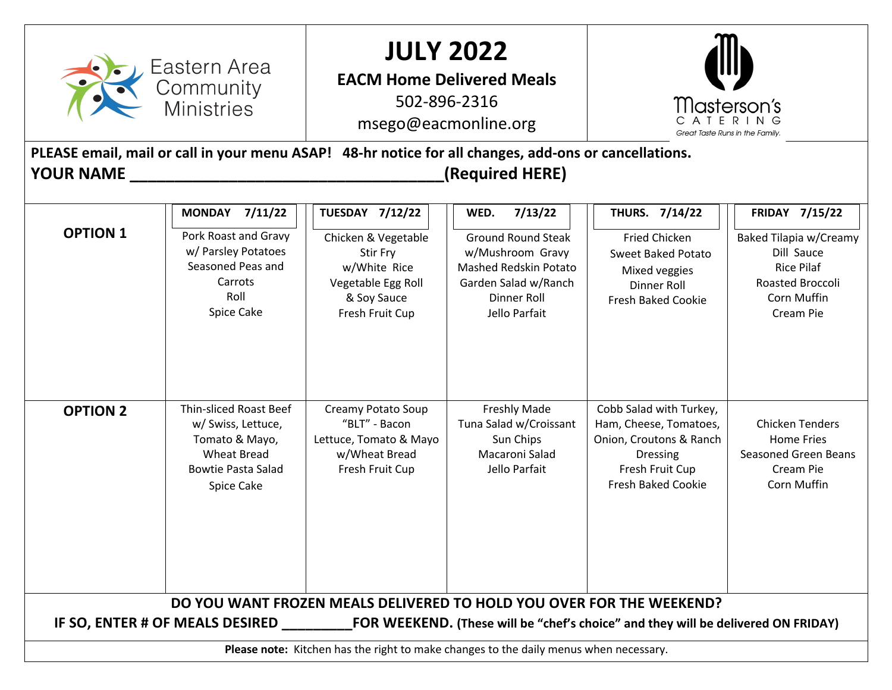Eastern Area Community Ministries

# JULY 2022

**EACM Home Delivered Meals**

502-896-2316

msego@eacmonline.org

Masterson's CATERING
*Great Taste Runs in the Family.*

**PLEASE email, mail or call in your menu ASAP! 48-hr notice for all changes, add-ons or cancellations.**

**YOUR NAME ___________________________________(Required HERE)**

| | MONDAY 7/11/22 | TUESDAY 7/12/22 | WED. 7/13/22 | THURS. 7/14/22 | FRIDAY 7/15/22 |
|---|---|---|---|---|---|
| **OPTION 1** | Pork Roast and Gravy w/ Parsley Potatoes<br>Seasoned Peas and Carrots<br>Roll<br>Spice Cake | Chicken & Vegetable Stir Fry w/White Rice<br>Vegetable Egg Roll & Soy Sauce<br>Fresh Fruit Cup | Ground Round Steak w/Mushroom Gravy<br>Mashed Redskin Potato<br>Garden Salad w/Ranch<br>Dinner Roll<br>Jello Parfait | Fried Chicken<br>Sweet Baked Potato<br>Mixed veggies<br>Dinner Roll<br>Fresh Baked Cookie | Baked Tilapia w/Creamy Dill Sauce<br>Rice Pilaf<br>Roasted Broccoli<br>Corn Muffin<br>Cream Pie |
| **OPTION 2** | Thin-sliced Roast Beef w/ Swiss, Lettuce, Tomato & Mayo, Wheat Bread<br>Bowtie Pasta Salad<br>Spice Cake | Creamy Potato Soup<br>"BLT" - Bacon Lettuce, Tomato & Mayo w/Wheat Bread<br>Fresh Fruit Cup | Freshly Made Tuna Salad w/Croissant<br>Sun Chips<br>Macaroni Salad<br>Jello Parfait | Cobb Salad with Turkey, Ham, Cheese, Tomatoes, Onion, Croutons & Ranch Dressing<br>Fresh Fruit Cup<br>Fresh Baked Cookie | Chicken Tenders<br>Home Fries<br>Seasoned Green Beans<br>Cream Pie<br>Corn Muffin |

**DO YOU WANT FROZEN MEALS DELIVERED TO HOLD YOU OVER FOR THE WEEKEND?**

**IF SO, ENTER # OF MEALS DESIRED _________FOR WEEKEND. (These will be "chef's choice" and they will be delivered ON FRIDAY)**

**Please note:** Kitchen has the right to make changes to the daily menus when necessary.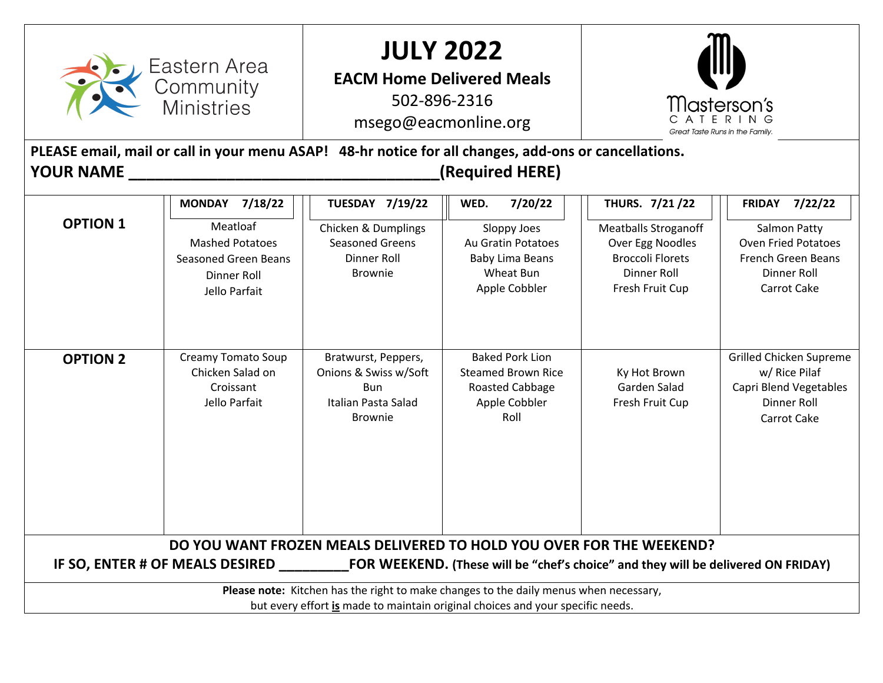Eastern Area Community Ministries

# JULY 2022

**EACM Home Delivered Meals**

502-896-2316

msego@eacmonline.org

Masterson's CATERING
*Great Taste Runs in the Family.*

**PLEASE email, mail or call in your menu ASAP! 48-hr notice for all changes, add-ons or cancellations.**

**YOUR NAME \_\_\_\_\_\_\_\_\_\_\_\_\_\_\_\_\_\_\_\_\_\_\_\_\_\_\_\_\_\_\_\_\_\_\_\_(Required HERE)**

| | MONDAY 7/18/22 | TUESDAY 7/19/22 | WED. 7/20/22 | THURS. 7/21 /22 | FRIDAY 7/22/22 |
|---|---|---|---|---|---|
| **OPTION 1** | Meatloaf<br>Mashed Potatoes<br>Seasoned Green Beans<br>Dinner Roll<br>Jello Parfait | Chicken & Dumplings<br>Seasoned Greens<br>Dinner Roll<br>Brownie | Sloppy Joes<br>Au Gratin Potatoes<br>Baby Lima Beans<br>Wheat Bun<br>Apple Cobbler | Meatballs Stroganoff<br>Over Egg Noodles<br>Broccoli Florets<br>Dinner Roll<br>Fresh Fruit Cup | Salmon Patty<br>Oven Fried Potatoes<br>French Green Beans<br>Dinner Roll<br>Carrot Cake |
| **OPTION 2** | Creamy Tomato Soup<br>Chicken Salad on Croissant<br>Jello Parfait | Bratwurst, Peppers, Onions & Swiss w/Soft Bun<br>Italian Pasta Salad<br>Brownie | Baked Pork Lion<br>Steamed Brown Rice<br>Roasted Cabbage<br>Apple Cobbler<br>Roll | Ky Hot Brown<br>Garden Salad<br>Fresh Fruit Cup | Grilled Chicken Supreme w/ Rice Pilaf<br>Capri Blend Vegetables<br>Dinner Roll<br>Carrot Cake |

**DO YOU WANT FROZEN MEALS DELIVERED TO HOLD YOU OVER FOR THE WEEKEND?**

**IF SO, ENTER # OF MEALS DESIRED \_\_\_\_\_\_\_\_\_FOR WEEKEND. (These will be "chef's choice" and they will be delivered ON FRIDAY)**

**Please note:** Kitchen has the right to make changes to the daily menus when necessary, but every effort **is** made to maintain original choices and your specific needs.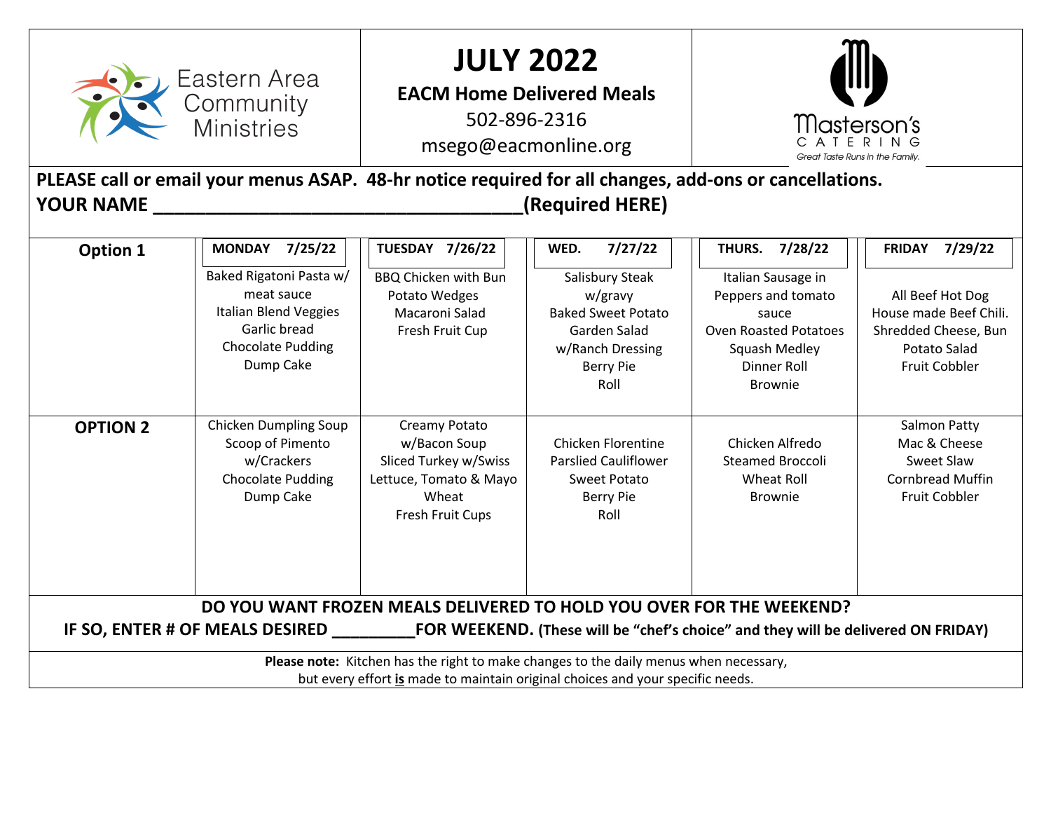Eastern Area Community Ministries

# JULY 2022

**EACM Home Delivered Meals**

502-896-2316

msego@eacmonline.org

Masterson's CATERING
*Great Taste Runs in the Family.*

**PLEASE call or email your menus ASAP. 48-hr notice required for all changes, add-ons or cancellations.**

**YOUR NAME ________________________________(Required HERE)**

| | **MONDAY 7/25/22** | **TUESDAY 7/26/22** | **WED. 7/27/22** | **THURS. 7/28/22** | **FRIDAY 7/29/22** |
|---|---|---|---|---|---|
| **Option 1** | Baked Rigatoni Pasta w/ meat sauce<br>Italian Blend Veggies<br>Garlic bread<br>Chocolate Pudding Dump Cake | BBQ Chicken with Bun<br>Potato Wedges<br>Macaroni Salad<br>Fresh Fruit Cup | Salisbury Steak w/gravy<br>Baked Sweet Potato<br>Garden Salad w/Ranch Dressing<br>Berry Pie<br>Roll | Italian Sausage in Peppers and tomato sauce<br>Oven Roasted Potatoes<br>Squash Medley<br>Dinner Roll<br>Brownie | All Beef Hot Dog<br>House made Beef Chili.<br>Shredded Cheese, Bun<br>Potato Salad<br>Fruit Cobbler |
| **OPTION 2** | Chicken Dumpling Soup<br>Scoop of Pimento w/Crackers<br>Chocolate Pudding Dump Cake | Creamy Potato w/Bacon Soup<br>Sliced Turkey w/Swiss<br>Lettuce, Tomato & Mayo<br>Wheat<br>Fresh Fruit Cups | Chicken Florentine<br>Parslied Cauliflower<br>Sweet Potato<br>Berry Pie<br>Roll | Chicken Alfredo<br>Steamed Broccoli<br>Wheat Roll<br>Brownie | Salmon Patty<br>Mac & Cheese<br>Sweet Slaw<br>Cornbread Muffin<br>Fruit Cobbler |

**DO YOU WANT FROZEN MEALS DELIVERED TO HOLD YOU OVER FOR THE WEEKEND?**

**IF SO, ENTER # OF MEALS DESIRED ________FOR WEEKEND. (These will be "chef's choice" and they will be delivered ON FRIDAY)**

**Please note:** Kitchen has the right to make changes to the daily menus when necessary, but every effort **is** made to maintain original choices and your specific needs.